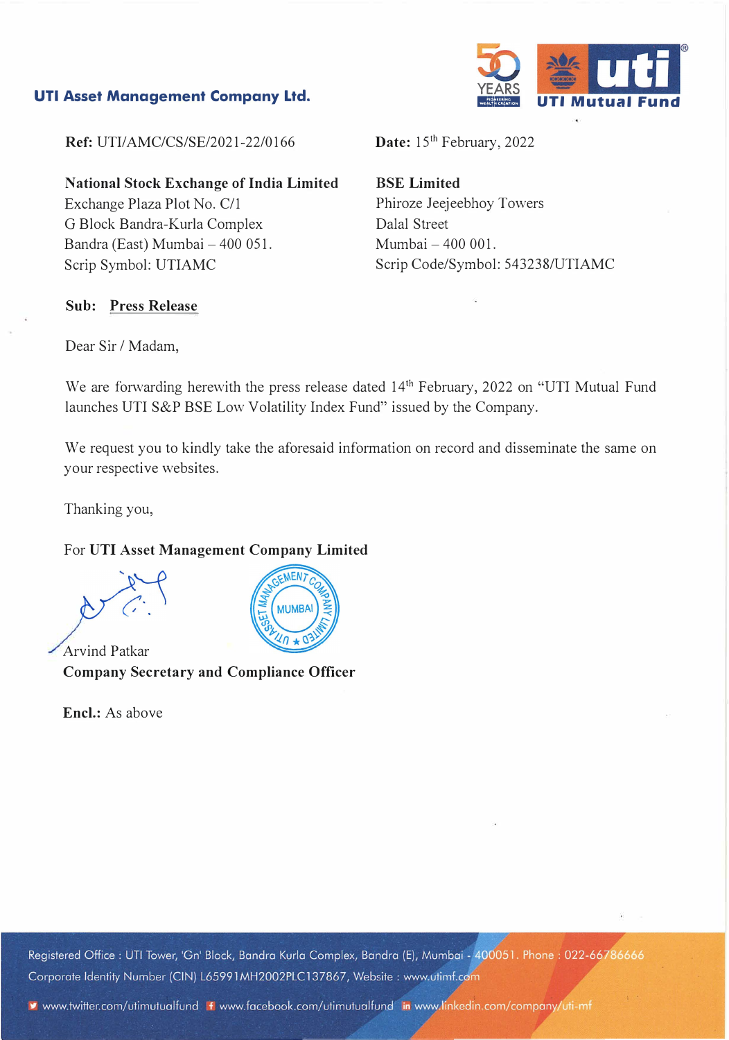**UTI Asset Management Company Ltd.**

**Ref:** UTI/AMC/CS/SE/2021-22/0166

**Date:** 15th February, 2022

**National Stock Exchange of India Limited**
Exchange Plaza Plot No. C/1
G Block Bandra-Kurla Complex
Bandra (East) Mumbai – 400 051.
Scrip Symbol: UTIAMC

**BSE Limited**
Phiroze Jeejeebhoy Towers
Dalal Street
Mumbai – 400 001.
Scrip Code/Symbol: 543238/UTIAMC

**Sub: Press Release**

Dear Sir / Madam,

We are forwarding herewith the press release dated 14th February, 2022 on "UTI Mutual Fund launches UTI S&P BSE Low Volatility Index Fund" issued by the Company.

We request you to kindly take the aforesaid information on record and disseminate the same on your respective websites.

Thanking you,

For **UTI Asset Management Company Limited**

Arvind Patkar
**Company Secretary and Compliance Officer**

**Encl.:** As above

Registered Office : UTI Tower, 'Gn' Block, Bandra Kurla Complex, Bandra (E), Mumbai - 400051. Phone : 022-66786666
Corporate Identity Number (CIN) L65991MH2002PLC137867, Website : www.utimf.com

www.twitter.com/utimutualfund www.facebook.com/utimutualfund www.linkedin.com/company/uti-mf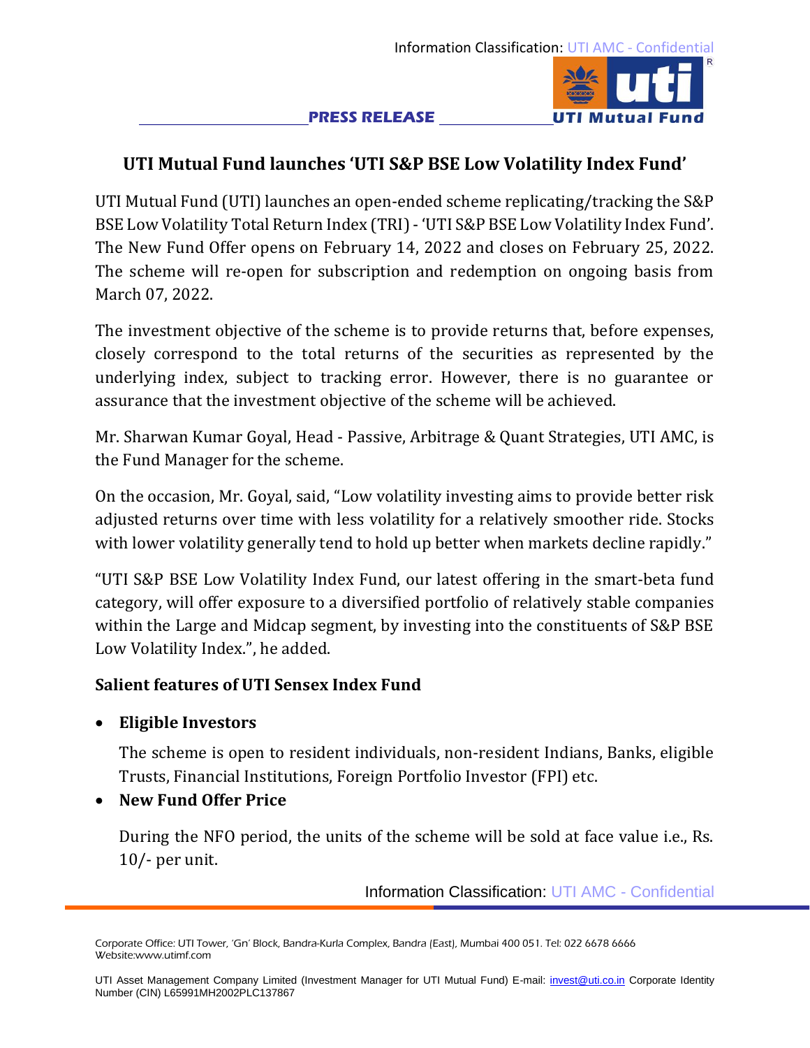**PRESS RELEASE**

# UTI Mutual Fund launches 'UTI S&P BSE Low Volatility Index Fund'

UTI Mutual Fund (UTI) launches an open-ended scheme replicating/tracking the S&P BSE Low Volatility Total Return Index (TRI) - 'UTI S&P BSE Low Volatility Index Fund'. The New Fund Offer opens on February 14, 2022 and closes on February 25, 2022. The scheme will re-open for subscription and redemption on ongoing basis from March 07, 2022.

The investment objective of the scheme is to provide returns that, before expenses, closely correspond to the total returns of the securities as represented by the underlying index, subject to tracking error. However, there is no guarantee or assurance that the investment objective of the scheme will be achieved.

Mr. Sharwan Kumar Goyal, Head - Passive, Arbitrage & Quant Strategies, UTI AMC, is the Fund Manager for the scheme.

On the occasion, Mr. Goyal, said, "Low volatility investing aims to provide better risk adjusted returns over time with less volatility for a relatively smoother ride. Stocks with lower volatility generally tend to hold up better when markets decline rapidly."

"UTI S&P BSE Low Volatility Index Fund, our latest offering in the smart-beta fund category, will offer exposure to a diversified portfolio of relatively stable companies within the Large and Midcap segment, by investing into the constituents of S&P BSE Low Volatility Index.", he added.

## Salient features of UTI Sensex Index Fund

- **Eligible Investors**

  The scheme is open to resident individuals, non-resident Indians, Banks, eligible Trusts, Financial Institutions, Foreign Portfolio Investor (FPI) etc.

- **New Fund Offer Price**

  During the NFO period, the units of the scheme will be sold at face value i.e., Rs. 10/- per unit.

Corporate Office: UTI Tower, 'Gn' Block, Bandra-Kurla Complex, Bandra (East), Mumbai 400 051. Tel: 022 6678 6666
Website:www.utimf.com

UTI Asset Management Company Limited (Investment Manager for UTI Mutual Fund) E-mail: invest@uti.co.in Corporate Identity Number (CIN) L65991MH2002PLC137867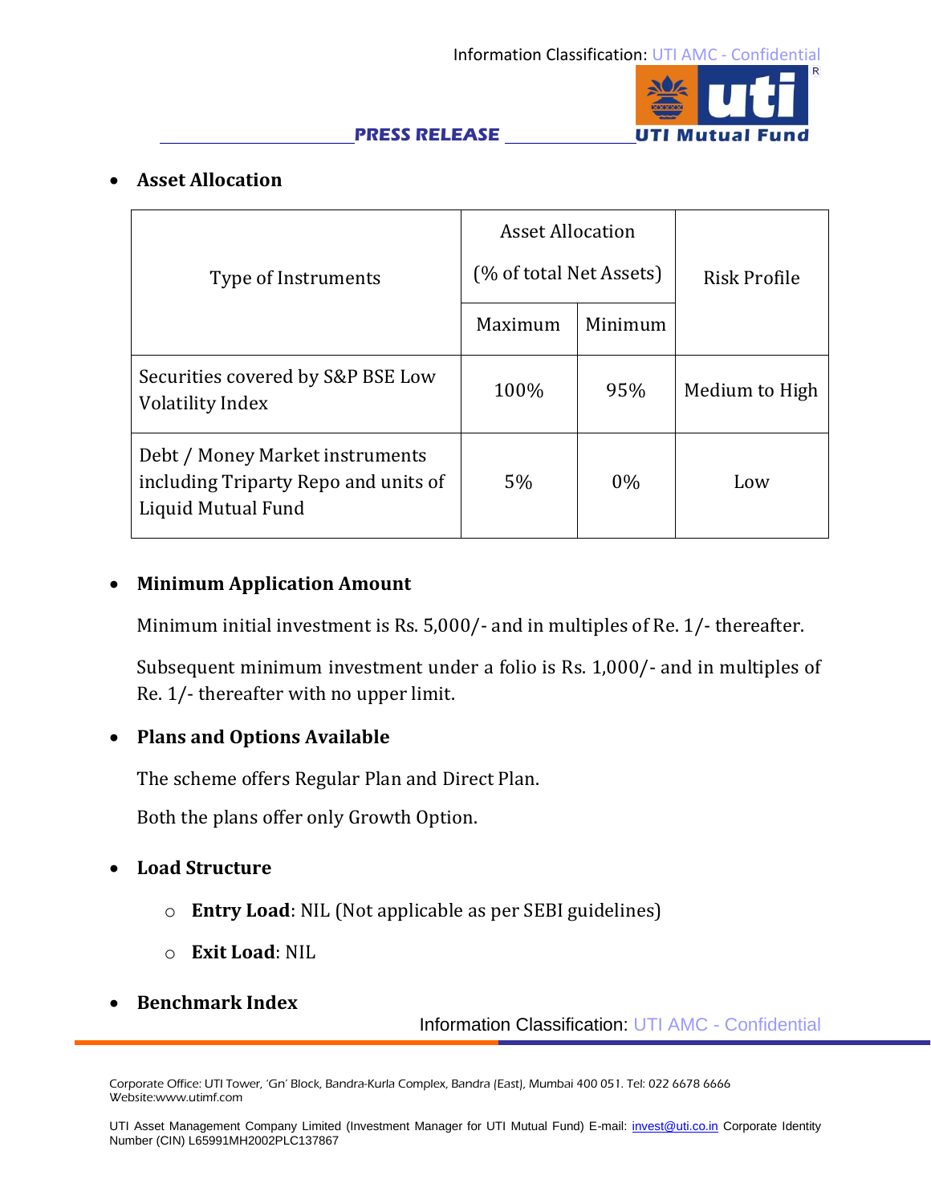- **Asset Allocation**

| Type of Instruments | Asset Allocation (% of total Net Assets) | | Risk Profile |
| --- | --- | --- | --- |
| | Maximum | Minimum | |
| Securities covered by S&P BSE Low Volatility Index | 100% | 95% | Medium to High |
| Debt / Money Market instruments including Triparty Repo and units of Liquid Mutual Fund | 5% | 0% | Low |

- **Minimum Application Amount**

  Minimum initial investment is Rs. 5,000/- and in multiples of Re. 1/- thereafter.

  Subsequent minimum investment under a folio is Rs. 1,000/- and in multiples of Re. 1/- thereafter with no upper limit.

- **Plans and Options Available**

  The scheme offers Regular Plan and Direct Plan.

  Both the plans offer only Growth Option.

- **Load Structure**

  - **Entry Load**: NIL (Not applicable as per SEBI guidelines)
  - **Exit Load**: NIL

- **Benchmark Index**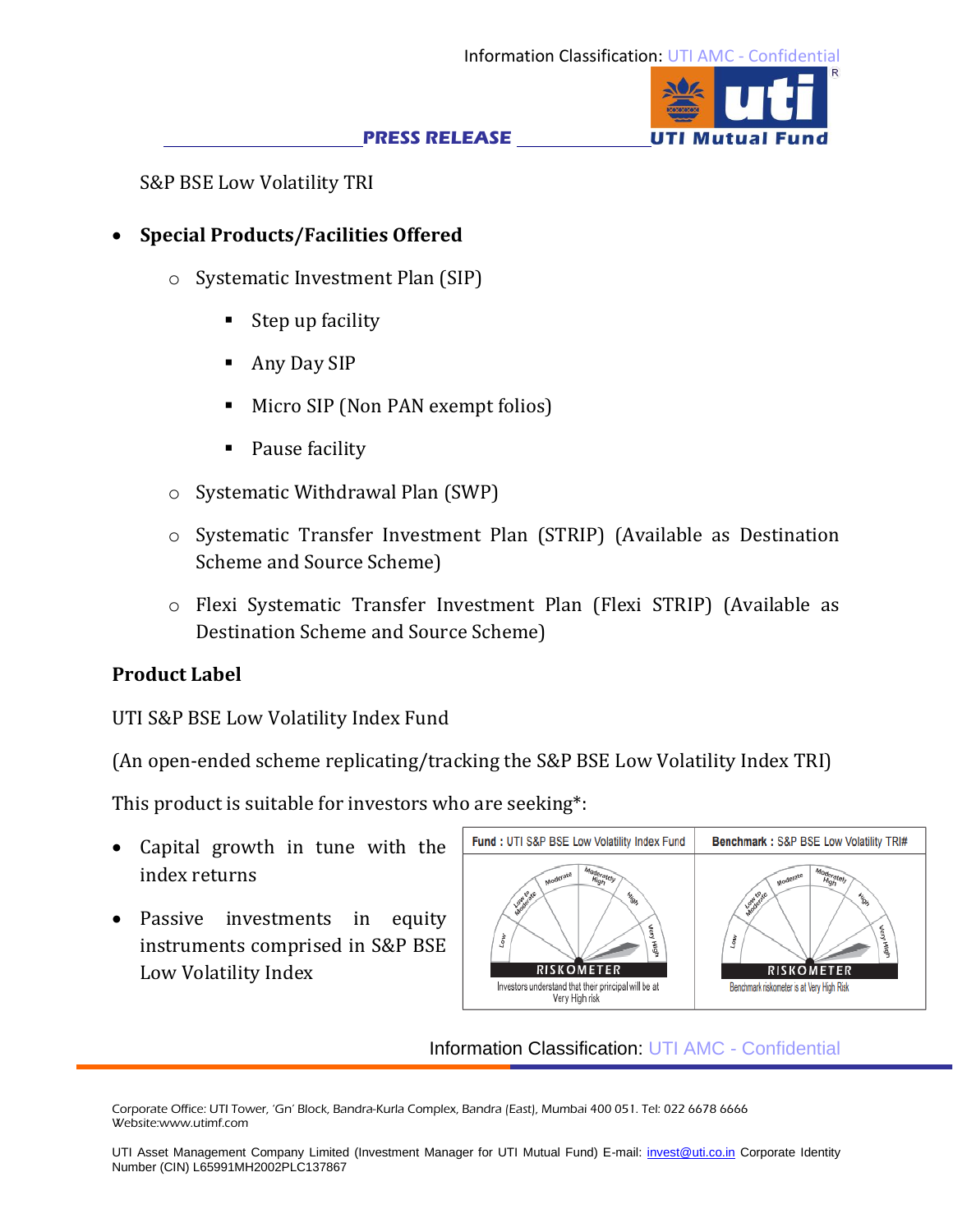S&P BSE Low Volatility TRI

- **Special Products/Facilities Offered**
  - Systematic Investment Plan (SIP)
    - Step up facility
    - Any Day SIP
    - Micro SIP (Non PAN exempt folios)
    - Pause facility
  - Systematic Withdrawal Plan (SWP)
  - Systematic Transfer Investment Plan (STRIP) (Available as Destination Scheme and Source Scheme)
  - Flexi Systematic Transfer Investment Plan (Flexi STRIP) (Available as Destination Scheme and Source Scheme)

**Product Label**

UTI S&P BSE Low Volatility Index Fund

(An open-ended scheme replicating/tracking the S&P BSE Low Volatility Index TRI)

This product is suitable for investors who are seeking*:

- Capital growth in tune with the index returns
- Passive investments in equity instruments comprised in S&P BSE Low Volatility Index

| **Fund :** UTI S&P BSE Low Volatility Index Fund | **Benchmark :** S&P BSE Low Volatility TRI# |
|---|---|
| RISKOMETER<br>Investors understand that their principal will be at Very High risk | RISKOMETER<br>Benchmark riskometer is at Very High Risk |

Corporate Office: UTI Tower, 'Gn' Block, Bandra-Kurla Complex, Bandra (East), Mumbai 400 051. Tel: 022 6678 6666
Website:www.utimf.com

UTI Asset Management Company Limited (Investment Manager for UTI Mutual Fund) E-mail: invest@uti.co.in Corporate Identity Number (CIN) L65991MH2002PLC137867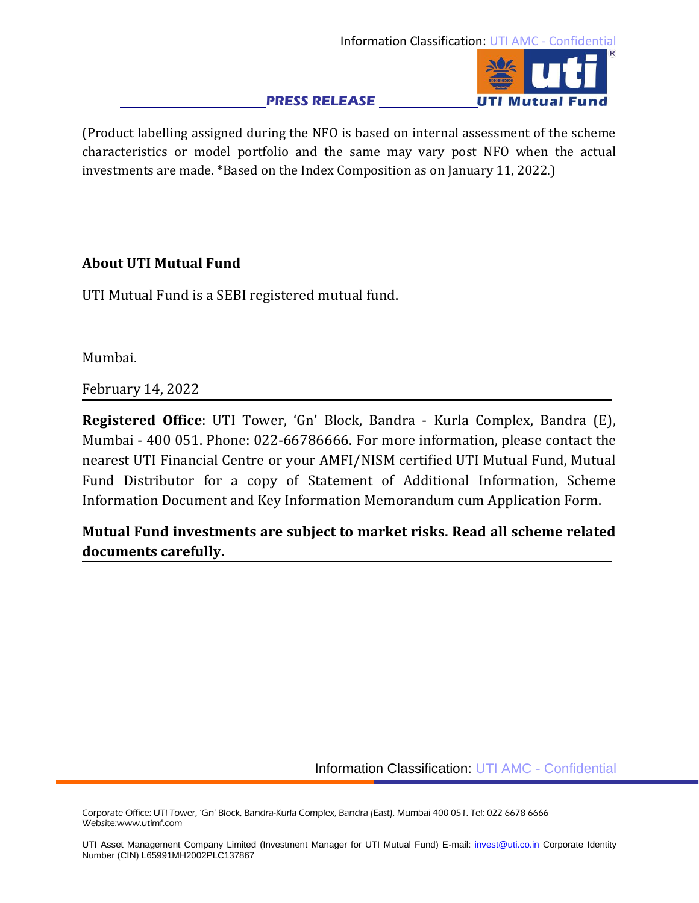(Product labelling assigned during the NFO is based on internal assessment of the scheme characteristics or model portfolio and the same may vary post NFO when the actual investments are made. *Based on the Index Composition as on January 11, 2022.)

**About UTI Mutual Fund**

UTI Mutual Fund is a SEBI registered mutual fund.

Mumbai.

February 14, 2022

**Registered Office**: UTI Tower, 'Gn' Block, Bandra - Kurla Complex, Bandra (E), Mumbai - 400 051. Phone: 022-66786666. For more information, please contact the nearest UTI Financial Centre or your AMFI/NISM certified UTI Mutual Fund, Mutual Fund Distributor for a copy of Statement of Additional Information, Scheme Information Document and Key Information Memorandum cum Application Form.

**Mutual Fund investments are subject to market risks. Read all scheme related documents carefully.**